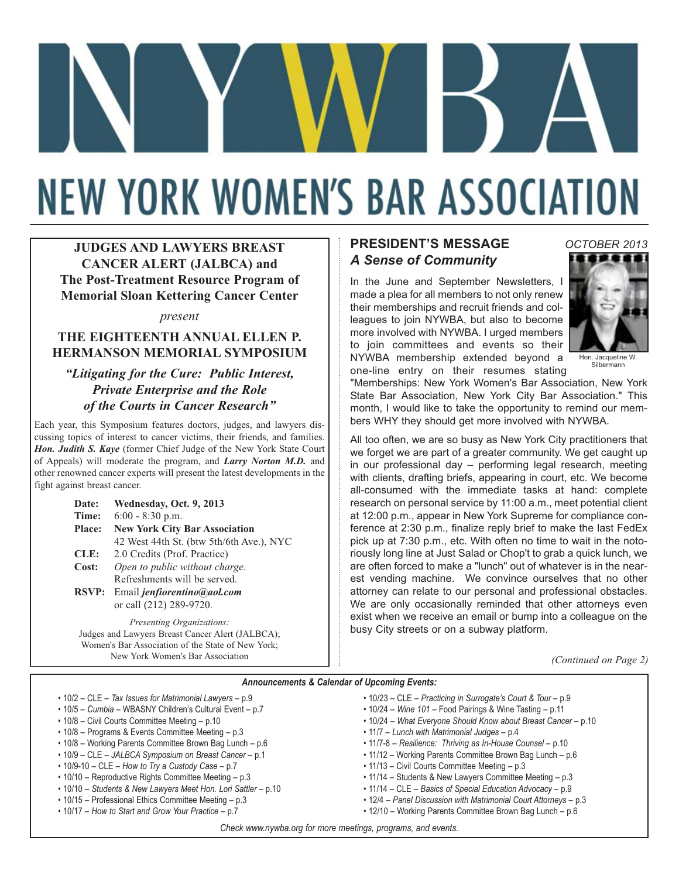# NEW YORK WOMEN'S BAR ASSOCIATION

## JUDGES AND LAWYERS BREAST CANCER ALERT (JALBCA) and The Post-Treatment Resource Program of Memorial Sloan Kettering Cancer Center

*present*

### THE EIGHTEENTH ANNUAL ELLEN P. HERMANSON MEMORIAL SYMPOSIUM

### *"Litigating for the Cure: Public Interest, Private Enterprise and the Role of the Courts in Cancer Research"*

Each year, this Symposium features doctors, judges, and lawyers discussing topics of interest to cancer victims, their friends, and families. ***Hon. Judith S. Kaye*** (former Chief Judge of the New York State Court of Appeals) will moderate the program, and ***Larry Norton M.D.*** and other renowned cancer experts will present the latest developments in the fight against breast cancer.

**Date:** **Wednesday, Oct. 9, 2013**
**Time:** 6:00 - 8:30 p.m.
**Place:** **New York City Bar Association**
42 West 44th St. (btw 5th/6th Ave.), NYC
**CLE:** 2.0 Credits (Prof. Practice)
**Cost:** *Open to public without charge.* Refreshments will be served.
**RSVP:** Email ***jenfiorentino@aol.com*** or call (212) 289-9720.

*Presenting Organizations:*
Judges and Lawyers Breast Cancer Alert (JALBCA);
Women's Bar Association of the State of New York;
New York Women's Bar Association

## PRESIDENT'S MESSAGE
### *A Sense of Community*

*OCTOBER 2013*

Hon. Jacqueline W. Silbermann

In the June and September Newsletters, I made a plea for all members to not only renew their memberships and recruit friends and colleagues to join NYWBA, but also to become more involved with NYWBA. I urged members to join committees and events so their NYWBA membership extended beyond a one-line entry on their resumes stating "Memberships: New York Women's Bar Association, New York State Bar Association, New York City Bar Association." This month, I would like to take the opportunity to remind our members WHY they should get more involved with NYWBA.

All too often, we are so busy as New York City practitioners that we forget we are part of a greater community. We get caught up in our professional day – performing legal research, meeting with clients, drafting briefs, appearing in court, etc. We become all-consumed with the immediate tasks at hand: complete research on personal service by 11:00 a.m., meet potential client at 12:00 p.m., appear in New York Supreme for compliance conference at 2:30 p.m., finalize reply brief to make the last FedEx pick up at 7:30 p.m., etc. With often no time to wait in the notoriously long line at Just Salad or Chop't to grab a quick lunch, we are often forced to make a "lunch" out of whatever is in the nearest vending machine. We convince ourselves that no other attorney can relate to our personal and professional obstacles. We are only occasionally reminded that other attorneys even exist when we receive an email or bump into a colleague on the busy City streets or on a subway platform.

*(Continued on Page 2)*

***Announcements & Calendar of Upcoming Events:***

- 10/2 – CLE – *Tax Issues for Matrimonial Lawyers* – p.9
- 10/5 – *Cumbia* – WBASNY Children's Cultural Event – p.7
- 10/8 – Civil Courts Committee Meeting – p.10
- 10/8 – Programs & Events Committee Meeting – p.3
- 10/8 – Working Parents Committee Brown Bag Lunch – p.6
- 10/9 – CLE – *JALBCA Symposium on Breast Cancer* – p.1
- 10/9-10 – CLE – *How to Try a Custody Case* – p.7
- 10/10 – Reproductive Rights Committee Meeting – p.3
- 10/10 – *Students & New Lawyers Meet Hon. Lori Sattler* – p.10
- 10/15 – Professional Ethics Committee Meeting – p.3
- 10/17 – *How to Start and Grow Your Practice* – p.7
- 10/23 – CLE – *Practicing in Surrogate's Court & Tour* – p.9
- 10/24 – *Wine 101* – Food Pairings & Wine Tasting – p.11
- 10/24 – *What Everyone Should Know about Breast Cancer* – p.10
- 11/7 – *Lunch with Matrimonial Judges* – p.4
- 11/7-8 – *Resilience: Thriving as In-House Counsel* – p.10
- 11/12 – Working Parents Committee Brown Bag Lunch – p.6
- 11/13 – Civil Courts Committee Meeting – p.3
- 11/14 – Students & New Lawyers Committee Meeting – p.3
- 11/14 – CLE – *Basics of Special Education Advocacy* – p.9
- 12/4 – *Panel Discussion with Matrimonial Court Attorneys* – p.3
- 12/10 – Working Parents Committee Brown Bag Lunch – p.6

*Check www.nywba.org for more meetings, programs, and events.*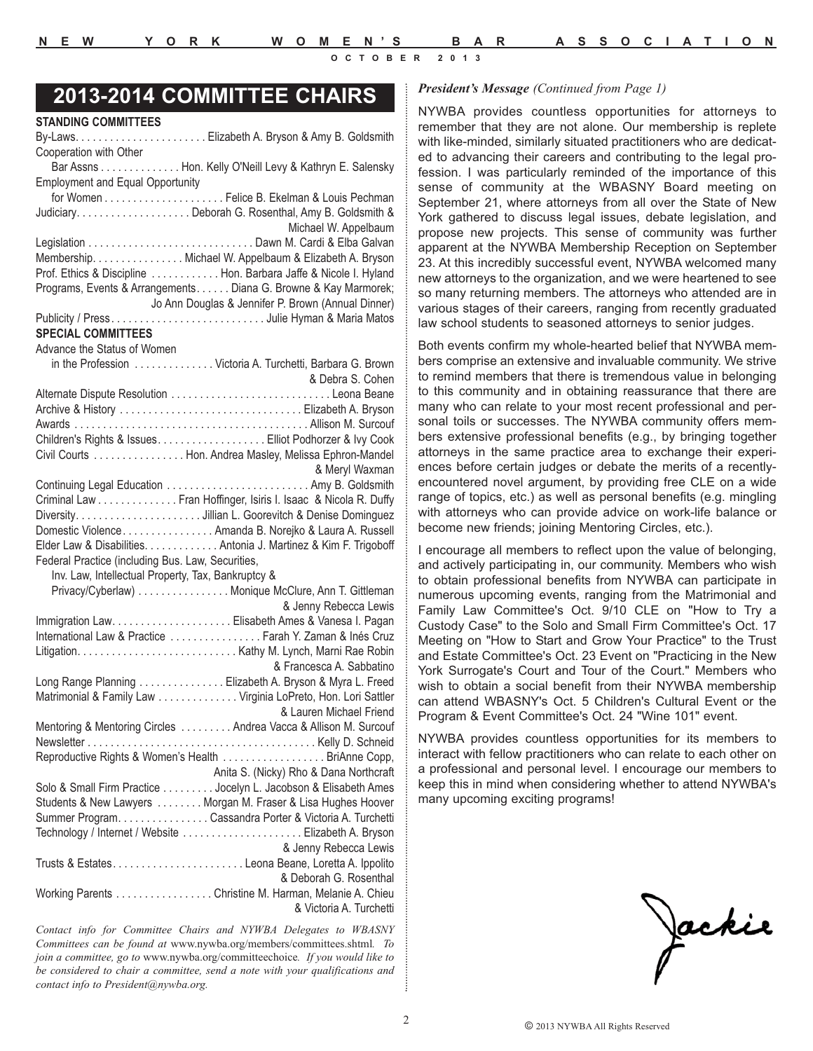## 2013-2014 COMMITTEE CHAIRS

**STANDING COMMITTEES**

By-Laws. . . . . . . . . . . . . . . . . . . . . . . Elizabeth A. Bryson & Amy B. Goldsmith

Cooperation with Other Bar Assns . . . . . . . . . . . . . . Hon. Kelly O'Neill Levy & Kathryn E. Salensky

Employment and Equal Opportunity for Women . . . . . . . . . . . . . . . . . . . . . Felice B. Ekelman & Louis Pechman

Judiciary. . . . . . . . . . . . . . . . . . . . Deborah G. Rosenthal, Amy B. Goldsmith & Michael W. Appelbaum

Legislation . . . . . . . . . . . . . . . . . . . . . . . . . . . . . Dawn M. Cardi & Elba Galvan

Membership. . . . . . . . . . . . . . . . Michael W. Appelbaum & Elizabeth A. Bryson

Prof. Ethics & Discipline . . . . . . . . . . . . Hon. Barbara Jaffe & Nicole I. Hyland

Programs, Events & Arrangements. . . . . . Diana G. Browne & Kay Marmorek; Jo Ann Douglas & Jennifer P. Brown (Annual Dinner)

Publicity / Press. . . . . . . . . . . . . . . . . . . . . . . . . . . Julie Hyman & Maria Matos

**SPECIAL COMMITTEES**

Advance the Status of Women in the Profession . . . . . . . . . . . . . . Victoria A. Turchetti, Barbara G. Brown & Debra S. Cohen

Alternate Dispute Resolution . . . . . . . . . . . . . . . . . . . . . . . . . . . . Leona Beane

Archive & History . . . . . . . . . . . . . . . . . . . . . . . . . . . . . . . . Elizabeth A. Bryson

Awards . . . . . . . . . . . . . . . . . . . . . . . . . . . . . . . . . . . . . . . . . Allison M. Surcouf

Children's Rights & Issues. . . . . . . . . . . . . . . . . . . . Elliot Podhorzer & Ivy Cook

Civil Courts . . . . . . . . . . . . . . . . Hon. Andrea Masley, Melissa Ephron-Mandel & Meryl Waxman

Continuing Legal Education . . . . . . . . . . . . . . . . . . . . . . . . . Amy B. Goldsmith

Criminal Law . . . . . . . . . . . . . . Fran Hoffinger, Isiris I. Isaac & Nicola R. Duffy

Diversity. . . . . . . . . . . . . . . . . . . . . . Jillian L. Goorevitch & Denise Dominguez

Domestic Violence. . . . . . . . . . . . . . . . Amanda B. Norejko & Laura A. Russell

Elder Law & Disabilities. . . . . . . . . . . . . Antonia J. Martinez & Kim F. Trigoboff

Federal Practice (including Bus. Law, Securities, Inv. Law, Intellectual Property, Tax, Bankruptcy & Privacy/Cyberlaw) . . . . . . . . . . . . . . . . Monique McClure, Ann T. Gittleman & Jenny Rebecca Lewis

Immigration Law. . . . . . . . . . . . . . . . . . . . . Elisabeth Ames & Vanesa I. Pagan

International Law & Practice . . . . . . . . . . . . . . . . Farah Y. Zaman & Inés Cruz

Litigation. . . . . . . . . . . . . . . . . . . . . . . . . . . . Kathy M. Lynch, Marni Rae Robin & Francesca A. Sabbatino

Long Range Planning . . . . . . . . . . . . . . . Elizabeth A. Bryson & Myra L. Freed

Matrimonial & Family Law . . . . . . . . . . . . . . Virginia LoPreto, Hon. Lori Sattler & Lauren Michael Friend

Mentoring & Mentoring Circles . . . . . . . . . Andrea Vacca & Allison M. Surcouf

Newsletter . . . . . . . . . . . . . . . . . . . . . . . . . . . . . . . . . . . . . . . . Kelly D. Schneid

Reproductive Rights & Women's Health . . . . . . . . . . . . . . . . . . BriAnne Copp, Anita S. (Nicky) Rho & Dana Northcraft

Solo & Small Firm Practice . . . . . . . . . Jocelyn L. Jacobson & Elisabeth Ames

Students & New Lawyers . . . . . . . . Morgan M. Fraser & Lisa Hughes Hoover

Summer Program. . . . . . . . . . . . . . . . Cassandra Porter & Victoria A. Turchetti

Technology / Internet / Website . . . . . . . . . . . . . . . . . . . . . Elizabeth A. Bryson & Jenny Rebecca Lewis

Trusts & Estates. . . . . . . . . . . . . . . . . . . . . . . Leona Beane, Loretta A. Ippolito & Deborah G. Rosenthal

Working Parents . . . . . . . . . . . . . . . . . Christine M. Harman, Melanie A. Chieu & Victoria A. Turchetti

*Contact info for Committee Chairs and NYWBA Delegates to WBASNY Committees can be found at* www.nywba.org/members/committees.shtml*. To join a committee, go to* www.nywba.org/committeechoice*. If you would like to be considered to chair a committee, send a note with your qualifications and contact info to President@nywba.org.*

***President's Message** (Continued from Page 1)*

NYWBA provides countless opportunities for attorneys to remember that they are not alone. Our membership is replete with like-minded, similarly situated practitioners who are dedicated to advancing their careers and contributing to the legal profession. I was particularly reminded of the importance of this sense of community at the WBASNY Board meeting on September 21, where attorneys from all over the State of New York gathered to discuss legal issues, debate legislation, and propose new projects. This sense of community was further apparent at the NYWBA Membership Reception on September 23. At this incredibly successful event, NYWBA welcomed many new attorneys to the organization, and we were heartened to see so many returning members. The attorneys who attended are in various stages of their careers, ranging from recently graduated law school students to seasoned attorneys to senior judges.

Both events confirm my whole-hearted belief that NYWBA members comprise an extensive and invaluable community. We strive to remind members that there is tremendous value in belonging to this community and in obtaining reassurance that there are many who can relate to your most recent professional and personal toils or successes. The NYWBA community offers members extensive professional benefits (e.g., by bringing together attorneys in the same practice area to exchange their experiences before certain judges or debate the merits of a recently-encountered novel argument, by providing free CLE on a wide range of topics, etc.) as well as personal benefits (e.g. mingling with attorneys who can provide advice on work-life balance or become new friends; joining Mentoring Circles, etc.).

I encourage all members to reflect upon the value of belonging, and actively participating in, our community. Members who wish to obtain professional benefits from NYWBA can participate in numerous upcoming events, ranging from the Matrimonial and Family Law Committee's Oct. 9/10 CLE on "How to Try a Custody Case" to the Solo and Small Firm Committee's Oct. 17 Meeting on "How to Start and Grow Your Practice" to the Trust and Estate Committee's Oct. 23 Event on "Practicing in the New York Surrogate's Court and Tour of the Court." Members who wish to obtain a social benefit from their NYWBA membership can attend WBASNY's Oct. 5 Children's Cultural Event or the Program & Event Committee's Oct. 24 "Wine 101" event.

NYWBA provides countless opportunities for its members to interact with fellow practitioners who can relate to each other on a professional and personal level. I encourage our members to keep this in mind when considering whether to attend NYWBA's many upcoming exciting programs!

Jackie

© 2013 NYWBA All Rights Reserved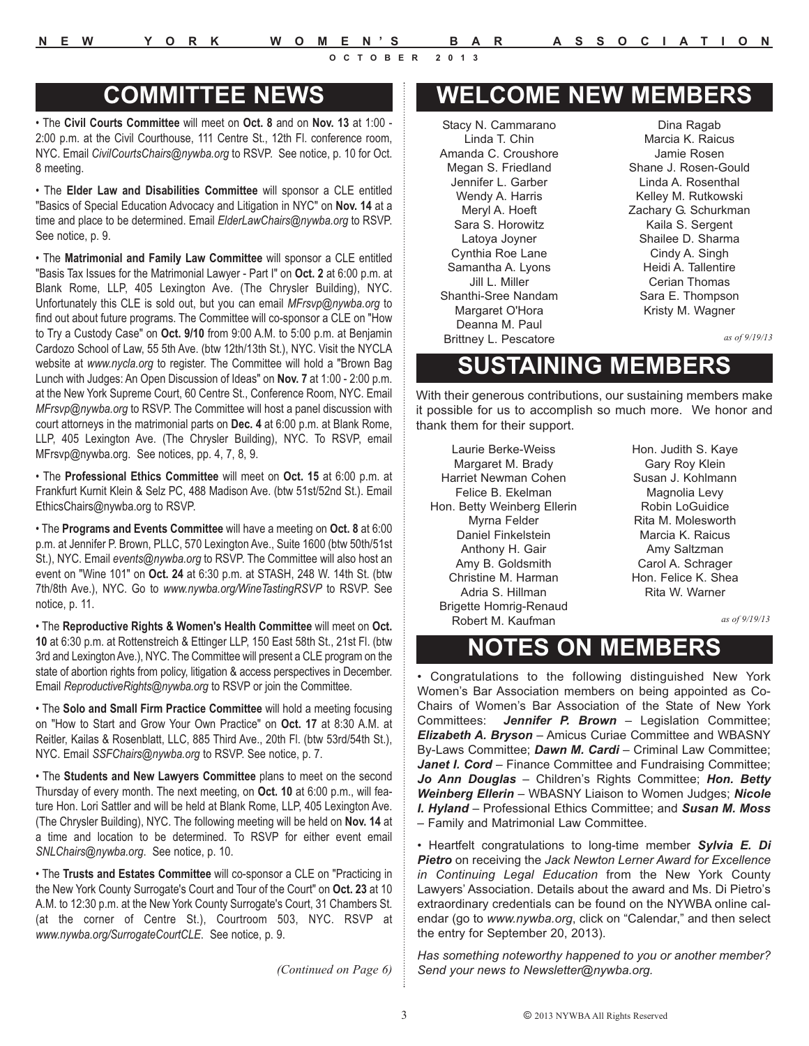# COMMITTEE NEWS

• The **Civil Courts Committee** will meet on **Oct. 8** and on **Nov. 13** at 1:00 - 2:00 p.m. at the Civil Courthouse, 111 Centre St., 12th Fl. conference room, NYC. Email *CivilCourtsChairs@nywba.org* to RSVP. See notice, p. 10 for Oct. 8 meeting.

• The **Elder Law and Disabilities Committee** will sponsor a CLE entitled "Basics of Special Education Advocacy and Litigation in NYC" on **Nov. 14** at a time and place to be determined. Email *ElderLawChairs@nywba.org* to RSVP. See notice, p. 9.

• The **Matrimonial and Family Law Committee** will sponsor a CLE entitled "Basis Tax Issues for the Matrimonial Lawyer - Part I" on **Oct. 2** at 6:00 p.m. at Blank Rome, LLP, 405 Lexington Ave. (The Chrysler Building), NYC. Unfortunately this CLE is sold out, but you can email *MFrsvp@nywba.org* to find out about future programs. The Committee will co-sponsor a CLE on "How to Try a Custody Case" on **Oct. 9/10** from 9:00 A.M. to 5:00 p.m. at Benjamin Cardozo School of Law, 55 5th Ave. (btw 12th/13th St.), NYC. Visit the NYCLA website at *www.nycla.org* to register. The Committee will hold a "Brown Bag Lunch with Judges: An Open Discussion of Ideas" on **Nov. 7** at 1:00 - 2:00 p.m. at the New York Supreme Court, 60 Centre St., Conference Room, NYC. Email *MFrsvp@nywba.org* to RSVP. The Committee will host a panel discussion with court attorneys in the matrimonial parts on **Dec. 4** at 6:00 p.m. at Blank Rome, LLP, 405 Lexington Ave. (The Chrysler Building), NYC. To RSVP, email MFrsvp@nywba.org. See notices, pp. 4, 7, 8, 9.

• The **Professional Ethics Committee** will meet on **Oct. 15** at 6:00 p.m. at Frankfurt Kurnit Klein & Selz PC, 488 Madison Ave. (btw 51st/52nd St.). Email EthicsChairs@nywba.org to RSVP.

• The **Programs and Events Committee** will have a meeting on **Oct. 8** at 6:00 p.m. at Jennifer P. Brown, PLLC, 570 Lexington Ave., Suite 1600 (btw 50th/51st St.), NYC. Email *events@nywba.org* to RSVP. The Committee will also host an event on "Wine 101" on **Oct. 24** at 6:30 p.m. at STASH, 248 W. 14th St. (btw 7th/8th Ave.), NYC. Go to *www.nywba.org/WineTastingRSVP* to RSVP. See notice, p. 11.

• The **Reproductive Rights & Women's Health Committee** will meet on **Oct. 10** at 6:30 p.m. at Rottenstreich & Ettinger LLP, 150 East 58th St., 21st Fl. (btw 3rd and Lexington Ave.), NYC. The Committee will present a CLE program on the state of abortion rights from policy, litigation & access perspectives in December. Email *ReproductiveRights@nywba.org* to RSVP or join the Committee.

• The **Solo and Small Firm Practice Committee** will hold a meeting focusing on "How to Start and Grow Your Own Practice" on **Oct. 17** at 8:30 A.M. at Reitler, Kailas & Rosenblatt, LLC, 885 Third Ave., 20th Fl. (btw 53rd/54th St.), NYC. Email *SSFChairs@nywba.org* to RSVP. See notice, p. 7.

• The **Students and New Lawyers Committee** plans to meet on the second Thursday of every month. The next meeting, on **Oct. 10** at 6:00 p.m., will feature Hon. Lori Sattler and will be held at Blank Rome, LLP, 405 Lexington Ave. (The Chrysler Building), NYC. The following meeting will be held on **Nov. 14** at a time and location to be determined. To RSVP for either event email *SNLChairs@nywba.org*. See notice, p. 10.

• The **Trusts and Estates Committee** will co-sponsor a CLE on "Practicing in the New York County Surrogate's Court and Tour of the Court" on **Oct. 23** at 10 A.M. to 12:30 p.m. at the New York County Surrogate's Court, 31 Chambers St. (at the corner of Centre St.), Courtroom 503, NYC. RSVP at *www.nywba.org/SurrogateCourtCLE*. See notice, p. 9.

*(Continued on Page 6)*

# WELCOME NEW MEMBERS

Stacy N. Cammarano
Linda T. Chin
Amanda C. Croushore
Megan S. Friedland
Jennifer L. Garber
Wendy A. Harris
Meryl A. Hoeft
Sara S. Horowitz
Latoya Joyner
Cynthia Roe Lane
Samantha A. Lyons
Jill L. Miller
Shanthi-Sree Nandam
Margaret O'Hora
Deanna M. Paul
Brittney L. Pescatore
Dina Ragab
Marcia K. Raicus
Jamie Rosen
Shane J. Rosen-Gould
Linda A. Rosenthal
Kelley M. Rutkowski
Zachary G. Schurkman
Kaila S. Sergent
Shailee D. Sharma
Cindy A. Singh
Heidi A. Tallentire
Cerian Thomas
Sara E. Thompson
Kristy M. Wagner

*as of 9/19/13*

# SUSTAINING MEMBERS

With their generous contributions, our sustaining members make it possible for us to accomplish so much more. We honor and thank them for their support.

Laurie Berke-Weiss
Margaret M. Brady
Harriet Newman Cohen
Felice B. Ekelman
Hon. Betty Weinberg Ellerin
Myrna Felder
Daniel Finkelstein
Anthony H. Gair
Amy B. Goldsmith
Christine M. Harman
Adria S. Hillman
Brigette Homrig-Renaud
Robert M. Kaufman
Hon. Judith S. Kaye
Gary Roy Klein
Susan J. Kohlmann
Magnolia Levy
Robin LoGuidice
Rita M. Molesworth
Marcia K. Raicus
Amy Saltzman
Carol A. Schrager
Hon. Felice K. Shea
Rita W. Warner

*as of 9/19/13*

# NOTES ON MEMBERS

• Congratulations to the following distinguished New York Women's Bar Association members on being appointed as Co-Chairs of Women's Bar Association of the State of New York Committees: ***Jennifer P. Brown*** – Legislation Committee; ***Elizabeth A. Bryson*** – Amicus Curiae Committee and WBASNY By-Laws Committee; ***Dawn M. Cardi*** – Criminal Law Committee; ***Janet I. Cord*** – Finance Committee and Fundraising Committee; ***Jo Ann Douglas*** – Children's Rights Committee; ***Hon. Betty Weinberg Ellerin*** – WBASNY Liaison to Women Judges; ***Nicole I. Hyland*** – Professional Ethics Committee; and ***Susan M. Moss*** – Family and Matrimonial Law Committee.

• Heartfelt congratulations to long-time member ***Sylvia E. Di Pietro*** on receiving the *Jack Newton Lerner Award for Excellence in Continuing Legal Education* from the New York County Lawyers' Association. Details about the award and Ms. Di Pietro's extraordinary credentials can be found on the NYWBA online calendar (go to *www.nywba.org*, click on "Calendar," and then select the entry for September 20, 2013).

*Has something noteworthy happened to you or another member? Send your news to Newsletter@nywba.org.*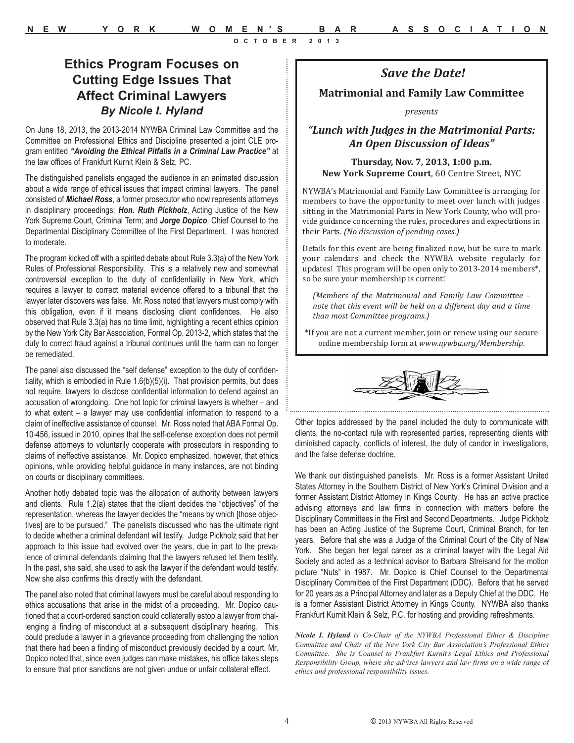# Ethics Program Focuses on Cutting Edge Issues That Affect Criminal Lawyers

### *By Nicole I. Hyland*

On June 18, 2013, the 2013-2014 NYWBA Criminal Law Committee and the Committee on Professional Ethics and Discipline presented a joint CLE program entitled ***"Avoiding the Ethical Pitfalls in a Criminal Law Practice"*** at the law offices of Frankfurt Kurnit Klein & Selz, PC.

The distinguished panelists engaged the audience in an animated discussion about a wide range of ethical issues that impact criminal lawyers. The panel consisted of ***Michael Ross***, a former prosecutor who now represents attorneys in disciplinary proceedings; ***Hon. Ruth Pickholz***, Acting Justice of the New York Supreme Court, Criminal Term; and ***Jorge Dopico***, Chief Counsel to the Departmental Disciplinary Committee of the First Department. I was honored to moderate.

The program kicked off with a spirited debate about Rule 3.3(a) of the New York Rules of Professional Responsibility. This is a relatively new and somewhat controversial exception to the duty of confidentiality in New York, which requires a lawyer to correct material evidence offered to a tribunal that the lawyer later discovers was false. Mr. Ross noted that lawyers must comply with this obligation, even if it means disclosing client confidences. He also observed that Rule 3.3(a) has no time limit, highlighting a recent ethics opinion by the New York City Bar Association, Formal Op. 2013-2, which states that the duty to correct fraud against a tribunal continues until the harm can no longer be remediated.

The panel also discussed the "self defense" exception to the duty of confidentiality, which is embodied in Rule 1.6(b)(5)(i). That provision permits, but does not require, lawyers to disclose confidential information to defend against an accusation of wrongdoing. One hot topic for criminal lawyers is whether – and to what extent – a lawyer may use confidential information to respond to a claim of ineffective assistance of counsel. Mr. Ross noted that ABA Formal Op. 10-456, issued in 2010, opines that the self-defense exception does not permit defense attorneys to voluntarily cooperate with prosecutors in responding to claims of ineffective assistance. Mr. Dopico emphasized, however, that ethics opinions, while providing helpful guidance in many instances, are not binding on courts or disciplinary committees.

Another hotly debated topic was the allocation of authority between lawyers and clients. Rule 1.2(a) states that the client decides the "objectives" of the representation, whereas the lawyer decides the "means by which [those objectives] are to be pursued." The panelists discussed who has the ultimate right to decide whether a criminal defendant will testify. Judge Pickholz said that her approach to this issue had evolved over the years, due in part to the prevalence of criminal defendants claiming that the lawyers refused let them testify. In the past, she said, she used to ask the lawyer if the defendant would testify. Now she also confirms this directly with the defendant.

The panel also noted that criminal lawyers must be careful about responding to ethics accusations that arise in the midst of a proceeding. Mr. Dopico cautioned that a court-ordered sanction could collaterally estop a lawyer from challenging a finding of misconduct at a subsequent disciplinary hearing. This could preclude a lawyer in a grievance proceeding from challenging the notion that there had been a finding of misconduct previously decided by a court. Mr. Dopico noted that, since even judges can make mistakes, his office takes steps to ensure that prior sanctions are not given undue or unfair collateral effect.

Other topics addressed by the panel included the duty to communicate with clients, the no-contact rule with represented parties, representing clients with diminished capacity, conflicts of interest, the duty of candor in investigations, and the false defense doctrine.

We thank our distinguished panelists. Mr. Ross is a former Assistant United States Attorney in the Southern District of New York's Criminal Division and a former Assistant District Attorney in Kings County. He has an active practice advising attorneys and law firms in connection with matters before the Disciplinary Committees in the First and Second Departments. Judge Pickholz has been an Acting Justice of the Supreme Court, Criminal Branch, for ten years. Before that she was a Judge of the Criminal Court of the City of New York. She began her legal career as a criminal lawyer with the Legal Aid Society and acted as a technical advisor to Barbara Streisand for the motion picture "Nuts" in 1987. Mr. Dopico is Chief Counsel to the Departmental Disciplinary Committee of the First Department (DDC). Before that he served for 20 years as a Principal Attorney and later as a Deputy Chief at the DDC. He is a former Assistant District Attorney in Kings County. NYWBA also thanks Frankfurt Kurnit Klein & Selz, P.C. for hosting and providing refreshments.

***Nicole I. Hyland*** *is Co-Chair of the NYWBA Professional Ethics & Discipline Committee and Chair of the New York City Bar Association's Professional Ethics Committee. She is Counsel to Frankfurt Kurnit's Legal Ethics and Professional Responsibility Group, where she advises lawyers and law firms on a wide range of ethics and professional responsibility issues.*

---

## *Save the Date!*

**Matrimonial and Family Law Committee**

*presents*

### *"Lunch with Judges in the Matrimonial Parts: An Open Discussion of Ideas"*

**Thursday, Nov. 7, 2013, 1:00 p.m.**
**New York Supreme Court**, 60 Centre Street, NYC

NYWBA's Matrimonial and Family Law Committee is arranging for members to have the opportunity to meet over lunch with judges sitting in the Matrimonial Parts in New York County, who will provide guidance concerning the rules, procedures and expectations in their Parts. *(No discussion of pending cases.)*

Details for this event are being finalized now, but be sure to mark your calendars and check the NYWBA website regularly for updates! This program will be open only to 2013-2014 members*, so be sure your membership is current!

*(Members of the Matrimonial and Family Law Committee – note that this event will be held on a different day and a time than most Committee programs.)*

*If you are not a current member, join or renew using our secure online membership form at *www.nywba.org/Membership*.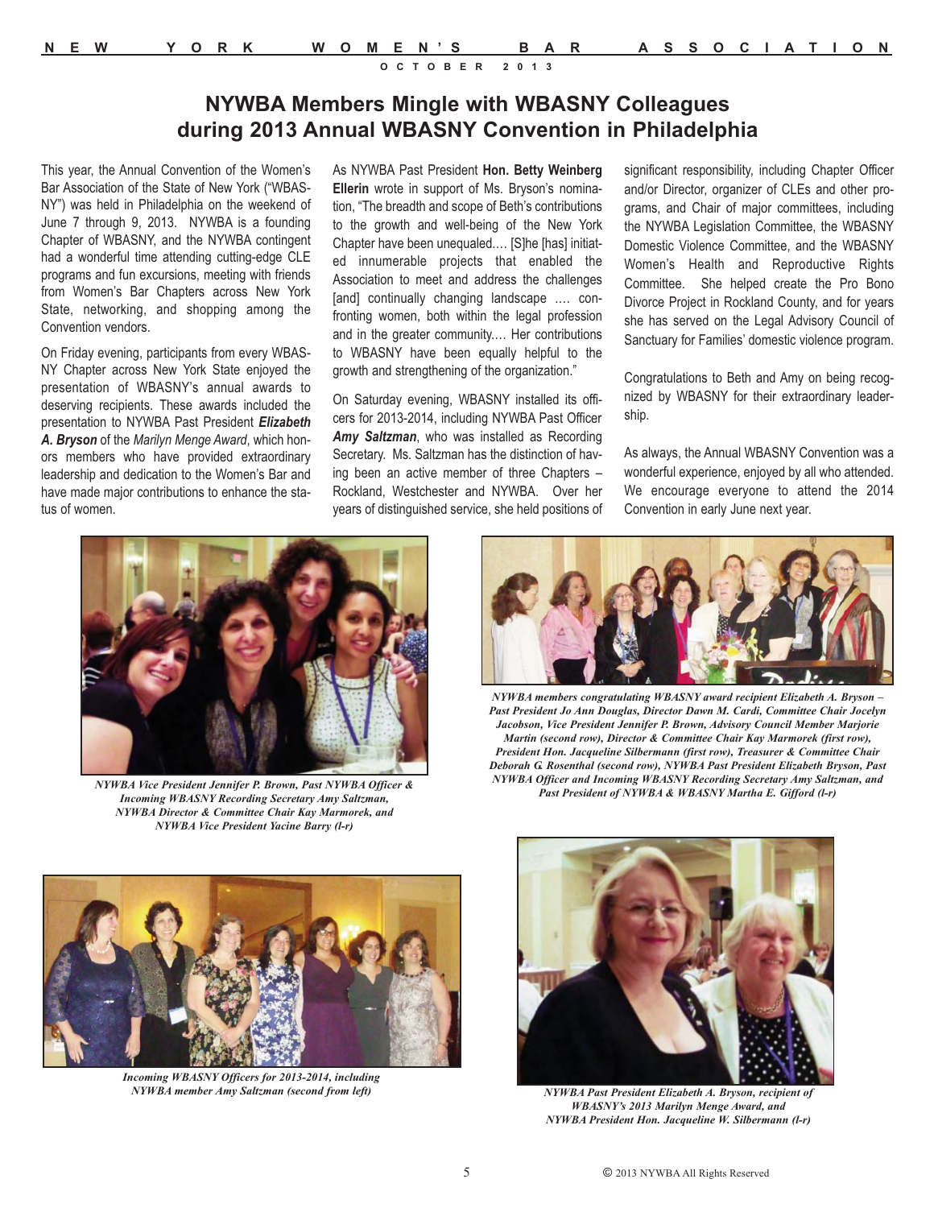# NYWBA Members Mingle with WBASNY Colleagues during 2013 Annual WBASNY Convention in Philadelphia

This year, the Annual Convention of the Women's Bar Association of the State of New York ("WBASNY") was held in Philadelphia on the weekend of June 7 through 9, 2013. NYWBA is a founding Chapter of WBASNY, and the NYWBA contingent had a wonderful time attending cutting-edge CLE programs and fun excursions, meeting with friends from Women's Bar Chapters across New York State, networking, and shopping among the Convention vendors.

On Friday evening, participants from every WBASNY Chapter across New York State enjoyed the presentation of WBASNY's annual awards to deserving recipients. These awards included the presentation to NYWBA Past President ***Elizabeth A. Bryson*** of the *Marilyn Menge Award*, which honors members who have provided extraordinary leadership and dedication to the Women's Bar and have made major contributions to enhance the status of women.

As NYWBA Past President **Hon. Betty Weinberg Ellerin** wrote in support of Ms. Bryson's nomination, "The breadth and scope of Beth's contributions to the growth and well-being of the New York Chapter have been unequaled.… [S]he [has] initiated innumerable projects that enabled the Association to meet and address the challenges [and] continually changing landscape …. confronting women, both within the legal profession and in the greater community.… Her contributions to WBASNY have been equally helpful to the growth and strengthening of the organization."

On Saturday evening, WBASNY installed its officers for 2013-2014, including NYWBA Past Officer ***Amy Saltzman***, who was installed as Recording Secretary. Ms. Saltzman has the distinction of having been an active member of three Chapters – Rockland, Westchester and NYWBA. Over her years of distinguished service, she held positions of significant responsibility, including Chapter Officer and/or Director, organizer of CLEs and other programs, and Chair of major committees, including the NYWBA Legislation Committee, the WBASNY Domestic Violence Committee, and the WBASNY Women's Health and Reproductive Rights Committee. She helped create the Pro Bono Divorce Project in Rockland County, and for years she has served on the Legal Advisory Council of Sanctuary for Families' domestic violence program.

Congratulations to Beth and Amy on being recognized by WBASNY for their extraordinary leadership.

As always, the Annual WBASNY Convention was a wonderful experience, enjoyed by all who attended. We encourage everyone to attend the 2014 Convention in early June next year.

*NYWBA Vice President Jennifer P. Brown, Past NYWBA Officer & Incoming WBASNY Recording Secretary Amy Saltzman, NYWBA Director & Committee Chair Kay Marmorek, and NYWBA Vice President Yacine Barry (l-r)*

*NYWBA members congratulating WBASNY award recipient Elizabeth A. Bryson – Past President Jo Ann Douglas, Director Dawn M. Cardi, Committee Chair Jocelyn Jacobson, Vice President Jennifer P. Brown, Advisory Council Member Marjorie Martin (second row), Director & Committee Chair Kay Marmorek (first row), President Hon. Jacqueline Silbermann (first row), Treasurer & Committee Chair Deborah G. Rosenthal (second row), NYWBA Past President Elizabeth Bryson, Past NYWBA Officer and Incoming WBASNY Recording Secretary Amy Saltzman, and Past President of NYWBA & WBASNY Martha E. Gifford (l-r)*

*Incoming WBASNY Officers for 2013-2014, including NYWBA member Amy Saltzman (second from left)*

*NYWBA Past President Elizabeth A. Bryson, recipient of WBASNY's 2013 Marilyn Menge Award, and NYWBA President Hon. Jacqueline W. Silbermann (l-r)*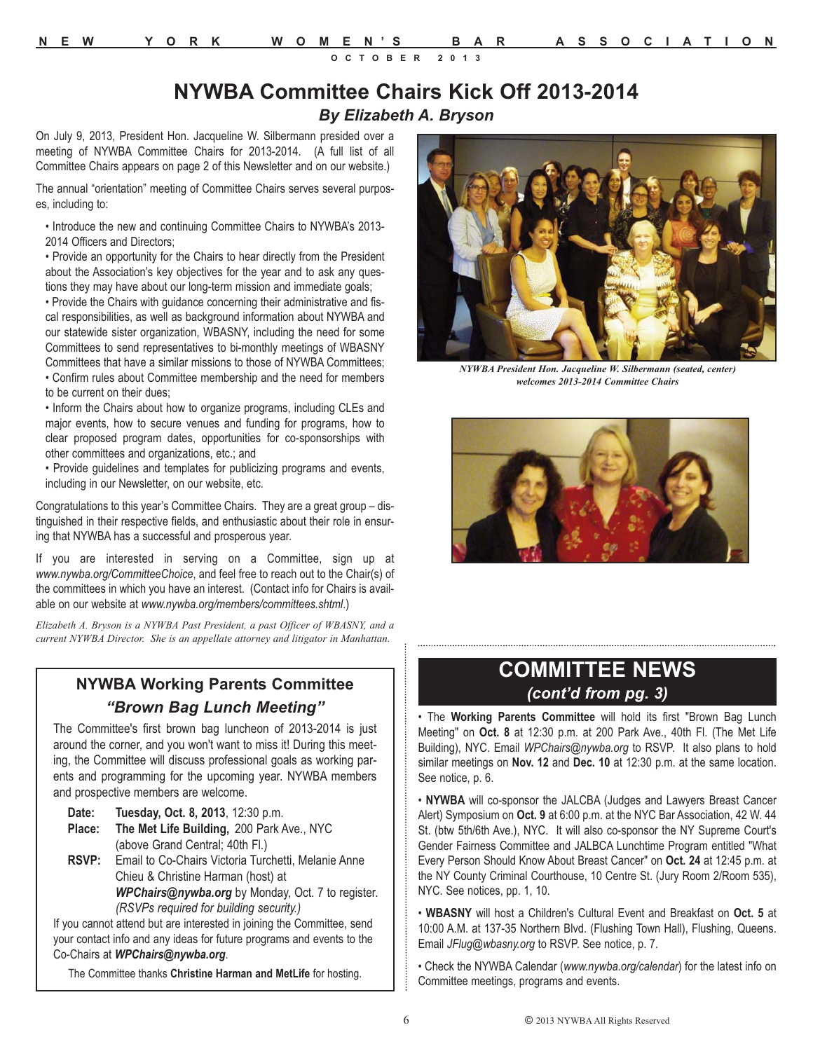# NYWBA Committee Chairs Kick Off 2013-2014

### *By Elizabeth A. Bryson*

On July 9, 2013, President Hon. Jacqueline W. Silbermann presided over a meeting of NYWBA Committee Chairs for 2013-2014. (A full list of all Committee Chairs appears on page 2 of this Newsletter and on our website.)

The annual "orientation" meeting of Committee Chairs serves several purposes, including to:

- Introduce the new and continuing Committee Chairs to NYWBA's 2013-2014 Officers and Directors;
- Provide an opportunity for the Chairs to hear directly from the President about the Association's key objectives for the year and to ask any questions they may have about our long-term mission and immediate goals;
- Provide the Chairs with guidance concerning their administrative and fiscal responsibilities, as well as background information about NYWBA and our statewide sister organization, WBASNY, including the need for some Committees to send representatives to bi-monthly meetings of WBASNY Committees that have a similar missions to those of NYWBA Committees;
- Confirm rules about Committee membership and the need for members to be current on their dues;
- Inform the Chairs about how to organize programs, including CLEs and major events, how to secure venues and funding for programs, how to clear proposed program dates, opportunities for co-sponsorships with other committees and organizations, etc.; and
- Provide guidelines and templates for publicizing programs and events, including in our Newsletter, on our website, etc.

Congratulations to this year's Committee Chairs. They are a great group – distinguished in their respective fields, and enthusiastic about their role in ensuring that NYWBA has a successful and prosperous year.

If you are interested in serving on a Committee, sign up at *www.nywba.org/CommitteeChoice*, and feel free to reach out to the Chair(s) of the committees in which you have an interest. (Contact info for Chairs is available on our website at *www.nywba.org/members/committees.shtml*.)

*Elizabeth A. Bryson is a NYWBA Past President, a past Officer of WBASNY, and a current NYWBA Director. She is an appellate attorney and litigator in Manhattan.*

*NYWBA President Hon. Jacqueline W. Silbermann (seated, center) welcomes 2013-2014 Committee Chairs*

## NYWBA Working Parents Committee

### *"Brown Bag Lunch Meeting"*

The Committee's first brown bag luncheon of 2013-2014 is just around the corner, and you won't want to miss it! During this meeting, the Committee will discuss professional goals as working parents and programming for the upcoming year. NYWBA members and prospective members are welcome.

**Date:** **Tuesday, Oct. 8, 2013**, 12:30 p.m.
**Place:** **The Met Life Building,** 200 Park Ave., NYC (above Grand Central; 40th Fl.)
**RSVP:** Email to Co-Chairs Victoria Turchetti, Melanie Anne Chieu & Christine Harman (host) at ***WPChairs@nywba.org*** by Monday, Oct. 7 to register. *(RSVPs required for building security.)*

If you cannot attend but are interested in joining the Committee, send your contact info and any ideas for future programs and events to the Co-Chairs at ***WPChairs@nywba.org***.

The Committee thanks **Christine Harman and MetLife** for hosting.

## COMMITTEE NEWS

### *(cont'd from pg. 3)*

- The **Working Parents Committee** will hold its first "Brown Bag Lunch Meeting" on **Oct. 8** at 12:30 p.m. at 200 Park Ave., 40th Fl. (The Met Life Building), NYC. Email *WPChairs@nywba.org* to RSVP. It also plans to hold similar meetings on **Nov. 12** and **Dec. 10** at 12:30 p.m. at the same location. See notice, p. 6.
- **NYWBA** will co-sponsor the JALCBA (Judges and Lawyers Breast Cancer Alert) Symposium on **Oct. 9** at 6:00 p.m. at the NYC Bar Association, 42 W. 44 St. (btw 5th/6th Ave.), NYC. It will also co-sponsor the NY Supreme Court's Gender Fairness Committee and JALBCA Lunchtime Program entitled "What Every Person Should Know About Breast Cancer" on **Oct. 24** at 12:45 p.m. at the NY County Criminal Courthouse, 10 Centre St. (Jury Room 2/Room 535), NYC. See notices, pp. 1, 10.
- **WBASNY** will host a Children's Cultural Event and Breakfast on **Oct. 5** at 10:00 A.M. at 137-35 Northern Blvd. (Flushing Town Hall), Flushing, Queens. Email *JFlug@wbasny.org* to RSVP. See notice, p. 7.
- Check the NYWBA Calendar (*www.nywba.org/calendar*) for the latest info on Committee meetings, programs and events.

© 2013 NYWBA All Rights Reserved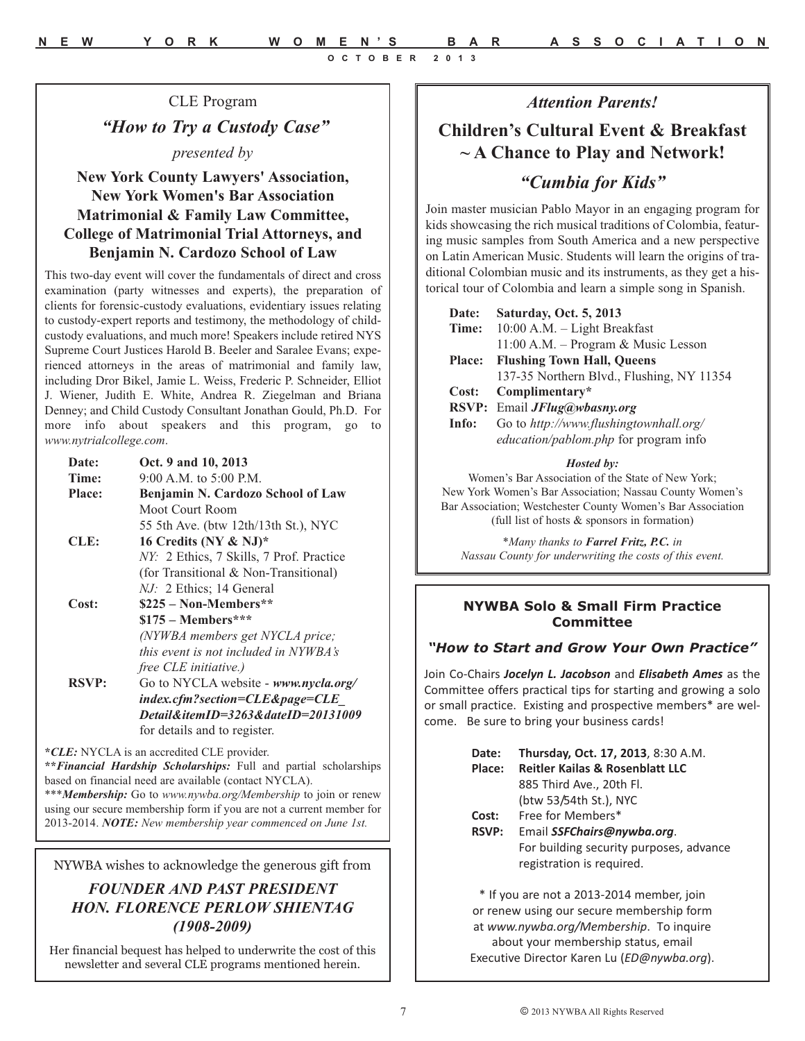## CLE Program

### *"How to Try a Custody Case"*

*presented by*

**New York County Lawyers' Association, New York Women's Bar Association Matrimonial & Family Law Committee, College of Matrimonial Trial Attorneys, and Benjamin N. Cardozo School of Law**

This two-day event will cover the fundamentals of direct and cross examination (party witnesses and experts), the preparation of clients for forensic-custody evaluations, evidentiary issues relating to custody-expert reports and testimony, the methodology of child-custody evaluations, and much more! Speakers include retired NYS Supreme Court Justices Harold B. Beeler and Saralee Evans; experienced attorneys in the areas of matrimonial and family law, including Dror Bikel, Jamie L. Weiss, Frederic P. Schneider, Elliot J. Wiener, Judith E. White, Andrea R. Ziegelman and Briana Denney; and Child Custody Consultant Jonathan Gould, Ph.D. For more info about speakers and this program, go to *www.nytrialcollege.com*.

**Date:** **Oct. 9 and 10, 2013**
**Time:** 9:00 A.M. to 5:00 P.M.
**Place:** **Benjamin N. Cardozo School of Law**
Moot Court Room
55 5th Ave. (btw 12th/13th St.), NYC
**CLE:** **16 Credits (NY & NJ)***
*NY:* 2 Ethics, 7 Skills, 7 Prof. Practice (for Transitional & Non-Transitional)
*NJ:* 2 Ethics; 14 General
**Cost:** **$225 – Non-Members****
**$175 – Members*****
*(NYWBA members get NYCLA price; this event is not included in NYWBA's free CLE initiative.)*
**RSVP:** Go to NYCLA website - ***www.nycla.org/index.cfm?section=CLE&page=CLE_Detail&itemID=3263&dateID=20131009*** for details and to register.

**CLE:* NYCLA is an accredited CLE provider.
***Financial Hardship Scholarships:* Full and partial scholarships based on financial need are available (contact NYCLA).
****Membership:* Go to *www.nywba.org/Membership* to join or renew using our secure membership form if you are not a current member for 2013-2014. ***NOTE:*** *New membership year commenced on June 1st.*

---

NYWBA wishes to acknowledge the generous gift from

### *FOUNDER AND PAST PRESIDENT HON. FLORENCE PERLOW SHIENTAG (1908-2009)*

Her financial bequest has helped to underwrite the cost of this newsletter and several CLE programs mentioned herein.

---

### *Attention Parents!*

## Children's Cultural Event & Breakfast ~ A Chance to Play and Network!

### *"Cumbia for Kids"*

Join master musician Pablo Mayor in an engaging program for kids showcasing the rich musical traditions of Colombia, featuring music samples from South America and a new perspective on Latin American Music. Students will learn the origins of traditional Colombian music and its instruments, as they get a historical tour of Colombia and learn a simple song in Spanish.

**Date:** **Saturday, Oct. 5, 2013**
**Time:** 10:00 A.M. – Light Breakfast
11:00 A.M. – Program & Music Lesson
**Place:** **Flushing Town Hall, Queens**
137-35 Northern Blvd., Flushing, NY 11354
**Cost:** **Complimentary***
**RSVP:** Email ***JFlug@wbasny.org***
**Info:** Go to *http://www.flushingtownhall.org/education/pablom.php* for program info

***Hosted by:***

Women's Bar Association of the State of New York; New York Women's Bar Association; Nassau County Women's Bar Association; Westchester County Women's Bar Association (full list of hosts & sponsors in formation)

**Many thanks to* ***Farrel Fritz, P.C.*** *in Nassau County for underwriting the costs of this event.*

---

### NYWBA Solo & Small Firm Practice Committee

### *"How to Start and Grow Your Own Practice"*

Join Co-Chairs ***Jocelyn L. Jacobson*** and ***Elisabeth Ames*** as the Committee offers practical tips for starting and growing a solo or small practice. Existing and prospective members* are welcome. Be sure to bring your business cards!

**Date:** **Thursday, Oct. 17, 2013**, 8:30 A.M.
**Place:** **Reitler Kailas & Rosenblatt LLC**
885 Third Ave., 20th Fl.
(btw 53/54th St.), NYC
**Cost:** Free for Members*
**RSVP:** Email ***SSFChairs@nywba.org***.
For building security purposes, advance registration is required.

* If you are not a 2013-2014 member, join or renew using our secure membership form at *www.nywba.org/Membership*. To inquire about your membership status, email Executive Director Karen Lu (*ED@nywba.org*).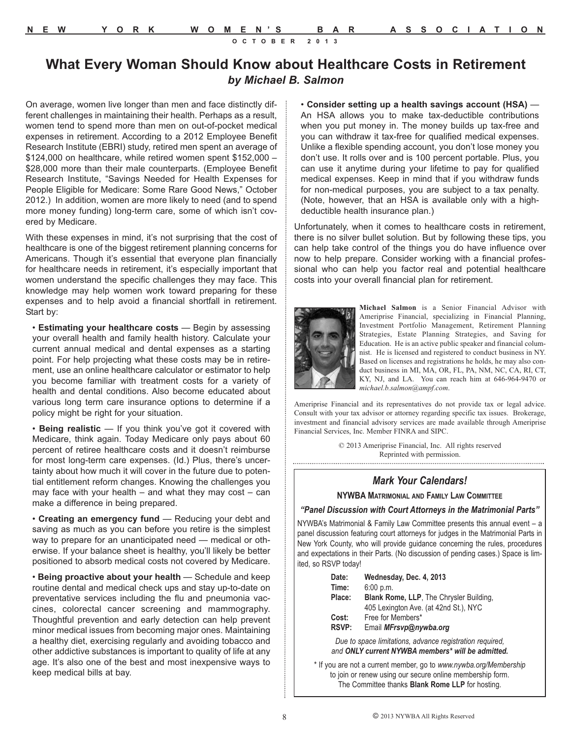# What Every Woman Should Know about Healthcare Costs in Retirement

***by Michael B. Salmon***

On average, women live longer than men and face distinctly different challenges in maintaining their health. Perhaps as a result, women tend to spend more than men on out-of-pocket medical expenses in retirement. According to a 2012 Employee Benefit Research Institute (EBRI) study, retired men spent an average of $124,000 on healthcare, while retired women spent $152,000 – $28,000 more than their male counterparts. (Employee Benefit Research Institute, "Savings Needed for Health Expenses for People Eligible for Medicare: Some Rare Good News," October 2012.) In addition, women are more likely to need (and to spend more money funding) long-term care, some of which isn't covered by Medicare.

With these expenses in mind, it's not surprising that the cost of healthcare is one of the biggest retirement planning concerns for Americans. Though it's essential that everyone plan financially for healthcare needs in retirement, it's especially important that women understand the specific challenges they may face. This knowledge may help women work toward preparing for these expenses and to help avoid a financial shortfall in retirement. Start by:

- **Estimating your healthcare costs** — Begin by assessing your overall health and family health history. Calculate your current annual medical and dental expenses as a starting point. For help projecting what these costs may be in retirement, use an online healthcare calculator or estimator to help you become familiar with treatment costs for a variety of health and dental conditions. Also become educated about various long term care insurance options to determine if a policy might be right for your situation.

- **Being realistic** — If you think you've got it covered with Medicare, think again. Today Medicare only pays about 60 percent of retiree healthcare costs and it doesn't reimburse for most long-term care expenses. (Id.) Plus, there's uncertainty about how much it will cover in the future due to potential entitlement reform changes. Knowing the challenges you may face with your health – and what they may cost – can make a difference in being prepared.

- **Creating an emergency fund** — Reducing your debt and saving as much as you can before you retire is the simplest way to prepare for an unanticipated need — medical or otherwise. If your balance sheet is healthy, you'll likely be better positioned to absorb medical costs not covered by Medicare.

- **Being proactive about your health** — Schedule and keep routine dental and medical check ups and stay up-to-date on preventative services including the flu and pneumonia vaccines, colorectal cancer screening and mammography. Thoughtful prevention and early detection can help prevent minor medical issues from becoming major ones. Maintaining a healthy diet, exercising regularly and avoiding tobacco and other addictive substances is important to quality of life at any age. It's also one of the best and most inexpensive ways to keep medical bills at bay.

- **Consider setting up a health savings account (HSA)** — An HSA allows you to make tax-deductible contributions when you put money in. The money builds up tax-free and you can withdraw it tax-free for qualified medical expenses. Unlike a flexible spending account, you don't lose money you don't use. It rolls over and is 100 percent portable. Plus, you can use it anytime during your lifetime to pay for qualified medical expenses. Keep in mind that if you withdraw funds for non-medical purposes, you are subject to a tax penalty. (Note, however, that an HSA is available only with a high-deductible health insurance plan.)

Unfortunately, when it comes to healthcare costs in retirement, there is no silver bullet solution. But by following these tips, you can help take control of the things you do have influence over now to help prepare. Consider working with a financial professional who can help you factor real and potential healthcare costs into your overall financial plan for retirement.

**Michael Salmon** is a Senior Financial Advisor with Ameriprise Financial, specializing in Financial Planning, Investment Portfolio Management, Retirement Planning Strategies, Estate Planning Strategies, and Saving for Education. He is an active public speaker and financial columnist. He is licensed and registered to conduct business in NY. Based on licenses and registrations he holds, he may also conduct business in MI, MA, OR, FL, PA, NM, NC, CA, RI, CT, KY, NJ, and LA. You can reach him at 646-964-9470 or *michael.b.salmon@ampf.com*.

Ameriprise Financial and its representatives do not provide tax or legal advice. Consult with your tax advisor or attorney regarding specific tax issues. Brokerage, investment and financial advisory services are made available through Ameriprise Financial Services, Inc. Member FINRA and SIPC.

© 2013 Ameriprise Financial, Inc. All rights reserved
Reprinted with permission.

---

## *Mark Your Calendars!*

**NYWBA Matrimonial and Family Law Committee**

***"Panel Discussion with Court Attorneys in the Matrimonial Parts"***

NYWBA's Matrimonial & Family Law Committee presents this annual event – a panel discussion featuring court attorneys for judges in the Matrimonial Parts in New York County, who will provide guidance concerning the rules, procedures and expectations in their Parts. (No discussion of pending cases.) Space is limited, so RSVP today!

**Date:** **Wednesday, Dec. 4, 2013**
**Time:** 6:00 p.m.
**Place:** **Blank Rome, LLP**, The Chrysler Building, 405 Lexington Ave. (at 42nd St.), NYC
**Cost:** Free for Members*
**RSVP:** Email ***MFrsvp@nywba.org***

*Due to space limitations, advance registration required, and **ONLY current NYWBA members* will be admitted.***

* If you are not a current member, go to *www.nywba.org/Membership* to join or renew using our secure online membership form. The Committee thanks **Blank Rome LLP** for hosting.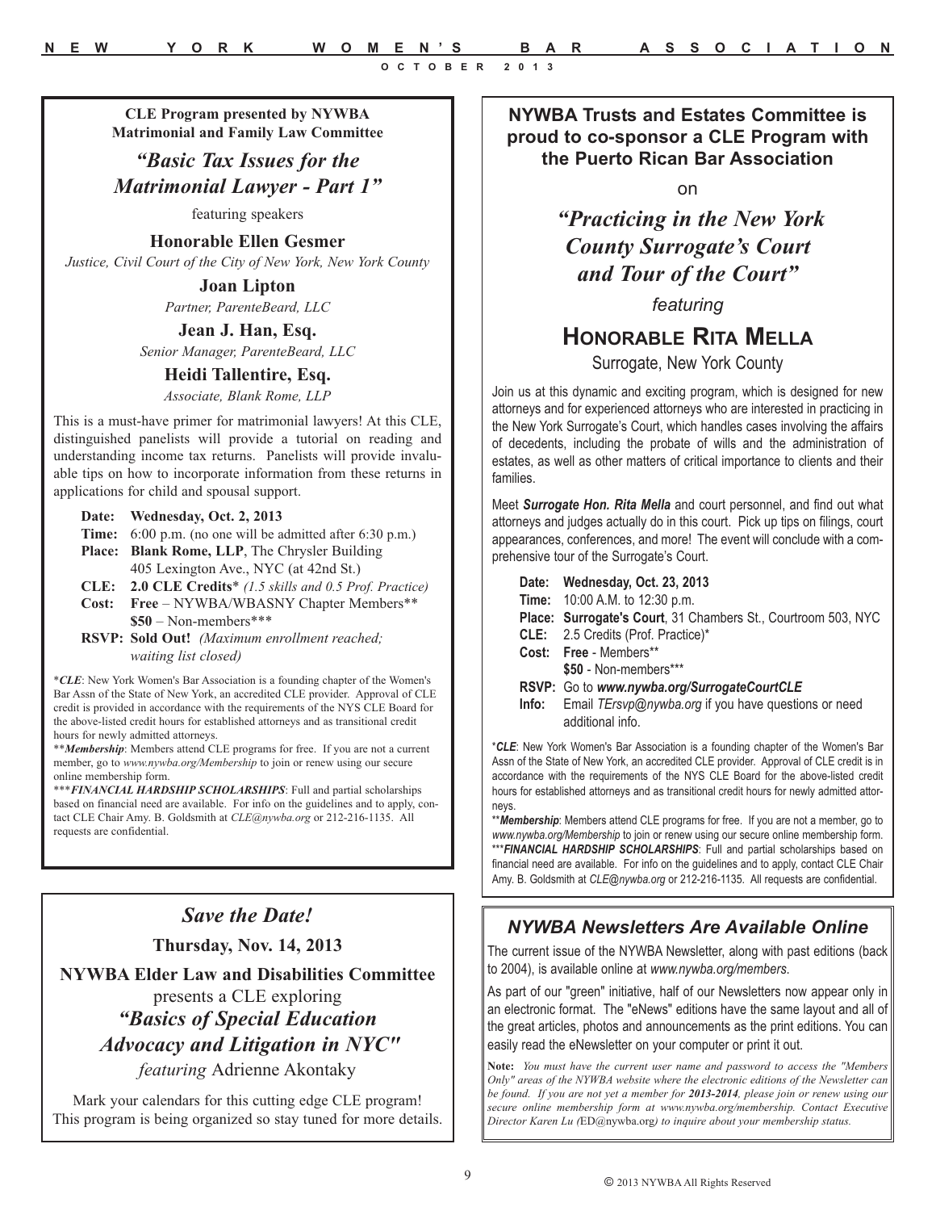**CLE Program presented by NYWBA Matrimonial and Family Law Committee**

## *"Basic Tax Issues for the Matrimonial Lawyer - Part 1"*

featuring speakers

**Honorable Ellen Gesmer**
*Justice, Civil Court of the City of New York, New York County*

**Joan Lipton**
*Partner, ParenteBeard, LLC*

**Jean J. Han, Esq.**
*Senior Manager, ParenteBeard, LLC*

**Heidi Tallentire, Esq.**
*Associate, Blank Rome, LLP*

This is a must-have primer for matrimonial lawyers! At this CLE, distinguished panelists will provide a tutorial on reading and understanding income tax returns. Panelists will provide invaluable tips on how to incorporate information from these returns in applications for child and spousal support.

**Date:** **Wednesday, Oct. 2, 2013**
**Time:** 6:00 p.m. (no one will be admitted after 6:30 p.m.)
**Place:** **Blank Rome, LLP**, The Chrysler Building 405 Lexington Ave., NYC (at 42nd St.)
**CLE:** **2.0 CLE Credits*** *(1.5 skills and 0.5 Prof. Practice)*
**Cost:** **Free** – NYWBA/WBASNY Chapter Members**
**$50** – Non-members***
**RSVP: Sold Out!** *(Maximum enrollment reached; waiting list closed)*

**CLE*: New York Women's Bar Association is a founding chapter of the Women's Bar Assn of the State of New York, an accredited CLE provider. Approval of CLE credit is provided in accordance with the requirements of the NYS CLE Board for the above-listed credit hours for established attorneys and as transitional credit hours for newly admitted attorneys.

***Membership*: Members attend CLE programs for free. If you are not a current member, go to *www.nywba.org/Membership* to join or renew using our secure online membership form.

****FINANCIAL HARDSHIP SCHOLARSHIPS*: Full and partial scholarships based on financial need are available. For info on the guidelines and to apply, contact CLE Chair Amy. B. Goldsmith at *CLE@nywba.org* or 212-216-1135. All requests are confidential.

---

## *Save the Date!*

**Thursday, Nov. 14, 2013**

**NYWBA Elder Law and Disabilities Committee**
presents a CLE exploring

### *"Basics of Special Education Advocacy and Litigation in NYC"*

*featuring* Adrienne Akontaky

Mark your calendars for this cutting edge CLE program! This program is being organized so stay tuned for more details.

---

**NYWBA Trusts and Estates Committee is proud to co-sponsor a CLE Program with the Puerto Rican Bar Association**

on

## *"Practicing in the New York County Surrogate's Court and Tour of the Court"*

*featuring*

### HONORABLE RITA MELLA

Surrogate, New York County

Join us at this dynamic and exciting program, which is designed for new attorneys and for experienced attorneys who are interested in practicing in the New York Surrogate's Court, which handles cases involving the affairs of decedents, including the probate of wills and the administration of estates, as well as other matters of critical importance to clients and their families.

Meet ***Surrogate Hon. Rita Mella*** and court personnel, and find out what attorneys and judges actually do in this court. Pick up tips on filings, court appearances, conferences, and more! The event will conclude with a comprehensive tour of the Surrogate's Court.

**Date:** **Wednesday, Oct. 23, 2013**
**Time:** 10:00 A.M. to 12:30 p.m.
**Place:** **Surrogate's Court**, 31 Chambers St., Courtroom 503, NYC
**CLE:** 2.5 Credits (Prof. Practice)*
**Cost:** **Free** - Members**
**$50** - Non-members***
**RSVP:** Go to ***www.nywba.org/SurrogateCourtCLE***
**Info:** Email *TErsvp@nywba.org* if you have questions or need additional info.

**CLE*: New York Women's Bar Association is a founding chapter of the Women's Bar Assn of the State of New York, an accredited CLE provider. Approval of CLE credit is in accordance with the requirements of the NYS CLE Board for the above-listed credit hours for established attorneys and as transitional credit hours for newly admitted attorneys.

***Membership*: Members attend CLE programs for free. If you are not a member, go to *www.nywba.org/Membership* to join or renew using our secure online membership form.

****FINANCIAL HARDSHIP SCHOLARSHIPS*: Full and partial scholarships based on financial need are available. For info on the guidelines and to apply, contact CLE Chair Amy. B. Goldsmith at *CLE@nywba.org* or 212-216-1135. All requests are confidential.

---

## *NYWBA Newsletters Are Available Online*

The current issue of the NYWBA Newsletter, along with past editions (back to 2004), is available online at *www.nywba.org/members*.

As part of our "green" initiative, half of our Newsletters now appear only in an electronic format. The "eNews" editions have the same layout and all of the great articles, photos and announcements as the print editions. You can easily read the eNewsletter on your computer or print it out.

**Note:** *You must have the current user name and password to access the "Members Only" areas of the NYWBA website where the electronic editions of the Newsletter can be found. If you are not yet a member for* ***2013-2014****, please join or renew using our secure online membership form at www.nywba.org/membership. Contact Executive Director Karen Lu (*ED@nywba.org*) to inquire about your membership status.*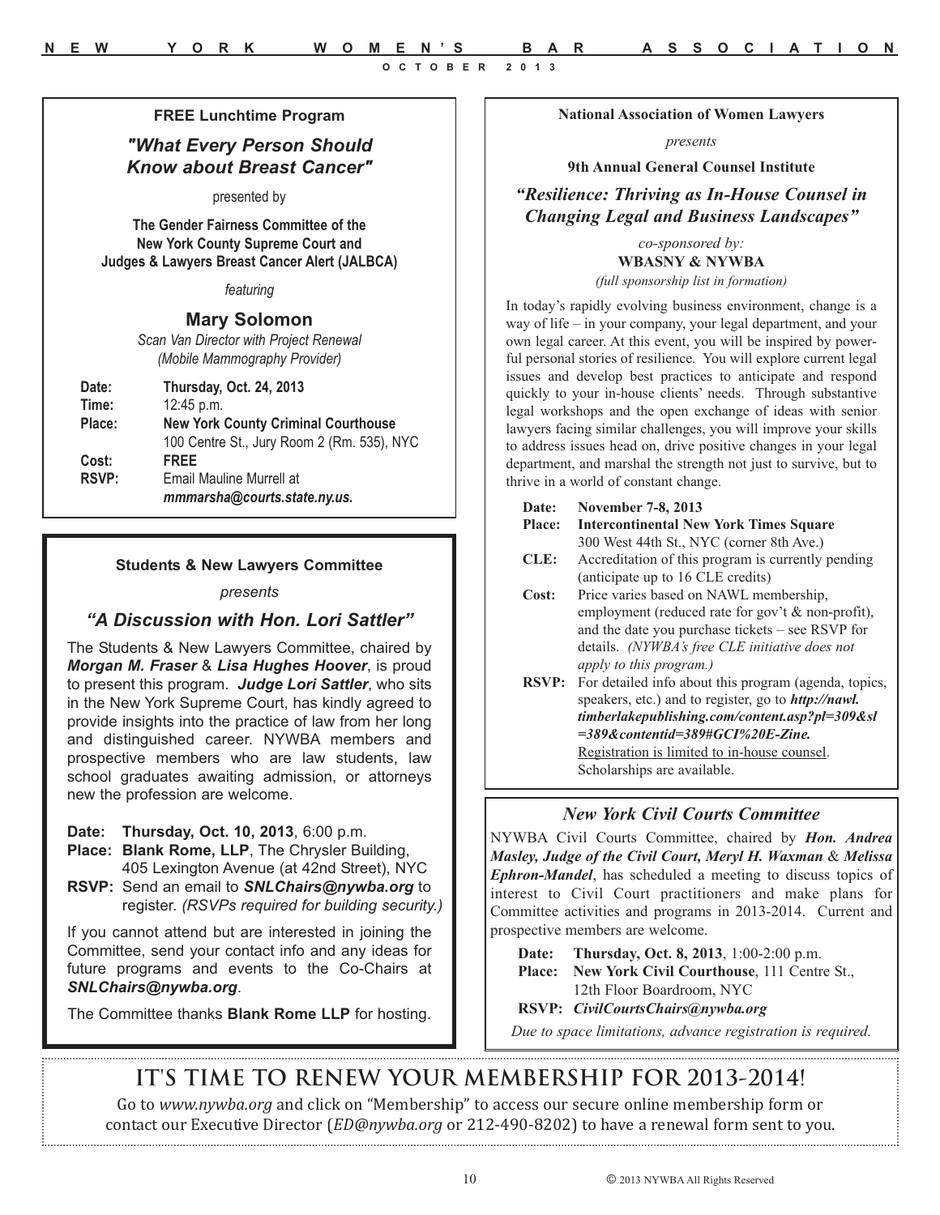**FREE Lunchtime Program**

### *"What Every Person Should Know about Breast Cancer"*

presented by

**The Gender Fairness Committee of the New York County Supreme Court and Judges & Lawyers Breast Cancer Alert (JALBCA)**

*featuring*

**Mary Solomon**

*Scan Van Director with Project Renewal (Mobile Mammography Provider)*

**Date:** **Thursday, Oct. 24, 2013**
**Time:** 12:45 p.m.
**Place:** **New York County Criminal Courthouse**
100 Centre St., Jury Room 2 (Rm. 535), NYC
**Cost:** **FREE**
**RSVP:** Email Mauline Murrell at ***mmmarsha@courts.state.ny.us.***

---

**Students & New Lawyers Committee**

*presents*

### *"A Discussion with Hon. Lori Sattler"*

The Students & New Lawyers Committee, chaired by ***Morgan M. Fraser*** & ***Lisa Hughes Hoover***, is proud to present this program. ***Judge Lori Sattler***, who sits in the New York Supreme Court, has kindly agreed to provide insights into the practice of law from her long and distinguished career. NYWBA members and prospective members who are law students, law school graduates awaiting admission, or attorneys new the profession are welcome.

**Date:** **Thursday, Oct. 10, 2013**, 6:00 p.m.
**Place:** **Blank Rome, LLP**, The Chrysler Building, 405 Lexington Avenue (at 42nd Street), NYC
**RSVP:** Send an email to ***SNLChairs@nywba.org*** to register. *(RSVPs required for building security.)*

If you cannot attend but are interested in joining the Committee, send your contact info and any ideas for future programs and events to the Co-Chairs at ***SNLChairs@nywba.org***.

The Committee thanks **Blank Rome LLP** for hosting.

---

**National Association of Women Lawyers**

*presents*

**9th Annual General Counsel Institute**

### *"Resilience: Thriving as In-House Counsel in Changing Legal and Business Landscapes"*

*co-sponsored by:*
**WBASNY & NYWBA**
*(full sponsorship list in formation)*

In today's rapidly evolving business environment, change is a way of life – in your company, your legal department, and your own legal career. At this event, you will be inspired by powerful personal stories of resilience. You will explore current legal issues and develop best practices to anticipate and respond quickly to your in-house clients' needs. Through substantive legal workshops and the open exchange of ideas with senior lawyers facing similar challenges, you will improve your skills to address issues head on, drive positive changes in your legal department, and marshal the strength not just to survive, but to thrive in a world of constant change.

**Date:** **November 7-8, 2013**
**Place:** **Intercontinental New York Times Square**
300 West 44th St., NYC (corner 8th Ave.)
**CLE:** Accreditation of this program is currently pending (anticipate up to 16 CLE credits)
**Cost:** Price varies based on NAWL membership, employment (reduced rate for gov't & non-profit), and the date you purchase tickets – see RSVP for details. *(NYWBA's free CLE initiative does not apply to this program.)*
**RSVP:** For detailed info about this program (agenda, topics, speakers, etc.) and to register, go to ***http://nawl.timberlakepublishing.com/content.asp?pl=309&sl=389&contentid=389#GCI%20E-Zine.*** Registration is limited to in-house counsel. Scholarships are available.

---

### *New York Civil Courts Committee*

NYWBA Civil Courts Committee, chaired by ***Hon. Andrea Masley, Judge of the Civil Court, Meryl H. Waxman*** & ***Melissa Ephron-Mandel***, has scheduled a meeting to discuss topics of interest to Civil Court practitioners and make plans for Committee activities and programs in 2013-2014. Current and prospective members are welcome.

**Date:** **Thursday, Oct. 8, 2013**, 1:00-2:00 p.m.
**Place:** **New York Civil Courthouse**, 111 Centre St., 12th Floor Boardroom, NYC
**RSVP:** ***CivilCourtsChairs@nywba.org***

*Due to space limitations, advance registration is required.*

---

## IT'S TIME TO RENEW YOUR MEMBERSHIP FOR 2013-2014!

Go to *www.nywba.org* and click on "Membership" to access our secure online membership form or contact our Executive Director (*ED@nywba.org* or 212-490-8202) to have a renewal form sent to you.

© 2013 NYWBA All Rights Reserved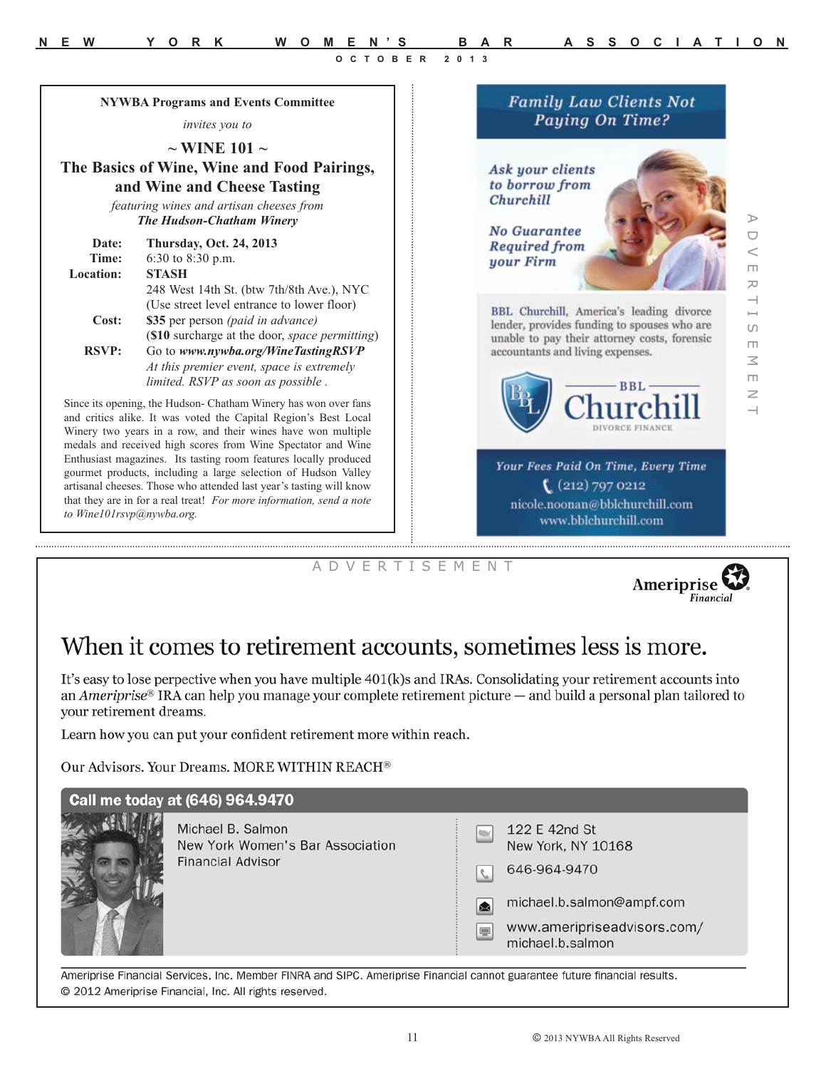**NYWBA Programs and Events Committee**

*invites you to*

## ~ WINE 101 ~

## The Basics of Wine, Wine and Food Pairings, and Wine and Cheese Tasting

*featuring wines and artisan cheeses from* ***The Hudson-Chatham Winery***

**Date:** **Thursday, Oct. 24, 2013**

**Time:** 6:30 to 8:30 p.m.

**Location:** **STASH**
248 West 14th St. (btw 7th/8th Ave.), NYC
(Use street level entrance to lower floor)

**Cost:** **$35** per person *(paid in advance)*
(**$10** surcharge at the door, *space permitting*)

**RSVP:** Go to ***www.nywba.org/WineTastingRSVP***
*At this premier event, space is extremely limited. RSVP as soon as possible .*

Since its opening, the Hudson- Chatham Winery has won over fans and critics alike. It was voted the Capital Region's Best Local Winery two years in a row, and their wines have won multiple medals and received high scores from Wine Spectator and Wine Enthusiast magazines. Its tasting room features locally produced gourmet products, including a large selection of Hudson Valley artisanal cheeses. Those who attended last year's tasting will know that they are in for a real treat! *For more information, send a note to Wine101rsvp@nywba.org.*

ADVERTISEMENT

***Family Law Clients Not Paying On Time?***

***Ask your clients to borrow from Churchill***

***No Guarantee Required from your Firm***

BBL Churchill, America's leading divorce lender, provides funding to spouses who are unable to pay their attorney costs, forensic accountants and living expenses.

BBL Churchill
DIVORCE FINANCE

*Your Fees Paid On Time, Every Time*

(212) 797 0212

nicole.noonan@bblchurchill.com

www.bblchurchill.com

ADVERTISEMENT

Ameriprise Financial

# When it comes to retirement accounts, sometimes less is more.

It's easy to lose perpective when you have multiple 401(k)s and IRAs. Consolidating your retirement accounts into an *Ameriprise*® IRA can help you manage your complete retirement picture — and build a personal plan tailored to your retirement dreams.

Learn how you can put your confident retirement more within reach.

Our Advisors. Your Dreams. MORE WITHIN REACH®

**Call me today at (646) 964.9470**

Michael B. Salmon
New York Women's Bar Association
Financial Advisor

122 E 42nd St
New York, NY 10168

646-964-9470

michael.b.salmon@ampf.com

www.ameripriseadvisors.com/michael.b.salmon

Ameriprise Financial Services, Inc. Member FINRA and SIPC. Ameriprise Financial cannot guarantee future financial results.
© 2012 Ameriprise Financial, Inc. All rights reserved.

© 2013 NYWBA All Rights Reserved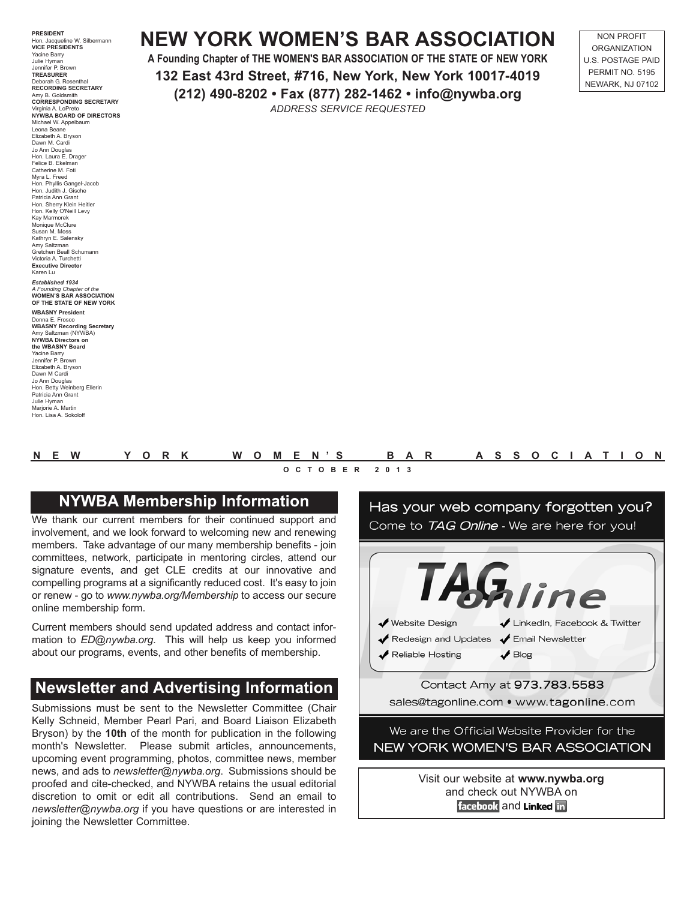**PRESIDENT**
Hon. Jacqueline W. Silbermann
**VICE PRESIDENTS**
Yacine Barry
Julie Hyman
Jennifer P. Brown
**TREASURER**
Deborah G. Rosenthal
**RECORDING SECRETARY**
Amy B. Goldsmith
**CORRESPONDING SECRETARY**
Virginia A. LoPreto
**NYWBA BOARD OF DIRECTORS**
Michael W. Appelbaum
Leona Beane
Elizabeth A. Bryson
Dawn M. Cardi
Jo Ann Douglas
Hon. Laura E. Drager
Felice B. Ekelman
Catherine M. Foti
Myra L. Freed
Hon. Phyllis Gangel-Jacob
Hon. Judith J. Gische
Patricia Ann Grant
Hon. Sherry Klein Heitler
Hon. Kelly O'Neill Levy
Kay Marmorek
Monique McClure
Susan M. Moss
Kathryn E. Salensky
Amy Saltzman
Gretchen Beall Schumann
Victoria A. Turchetti
**Executive Director**
Karen Lu

***Established 1934***
*A Founding Chapter of the*
**WOMEN'S BAR ASSOCIATION OF THE STATE OF NEW YORK**

**WBASNY President**
Donna E. Frosco
**WBASNY Recording Secretary**
Amy Saltzman (NYWBA)
**NYWBA Directors on the WBASNY Board**
Yacine Barry
Jennifer P. Brown
Elizabeth A. Bryson
Dawn M Cardi
Jo Ann Douglas
Hon. Betty Weinberg Ellerin
Patricia Ann Grant
Julie Hyman
Marjorie A. Martin
Hon. Lisa A. Sokoloff

# NEW YORK WOMEN'S BAR ASSOCIATION

**A Founding Chapter of THE WOMEN'S BAR ASSOCIATION OF THE STATE OF NEW YORK**

**132 East 43rd Street, #716, New York, New York 10017-4019**

**(212) 490-8202 • Fax (877) 282-1462 • info@nywba.org**

*ADDRESS SERVICE REQUESTED*

NON PROFIT ORGANIZATION
U.S. POSTAGE PAID
PERMIT NO. 5195
NEWARK, NJ 07102

**NEW YORK WOMEN'S BAR ASSOCIATION**
**OCTOBER 2013**

## NYWBA Membership Information

We thank our current members for their continued support and involvement, and we look forward to welcoming new and renewing members. Take advantage of our many membership benefits - join committees, network, participate in mentoring circles, attend our signature events, and get CLE credits at our innovative and compelling programs at a significantly reduced cost. It's easy to join or renew - go to *www.nywba.org/Membership* to access our secure online membership form.

Current members should send updated address and contact information to *ED@nywba.org*. This will help us keep you informed about our programs, events, and other benefits of membership.

## Newsletter and Advertising Information

Submissions must be sent to the Newsletter Committee (Chair Kelly Schneid, Member Pearl Pari, and Board Liaison Elizabeth Bryson) by the **10th** of the month for publication in the following month's Newsletter. Please submit articles, announcements, upcoming event programming, photos, committee news, member news, and ads to *newsletter@nywba.org*. Submissions should be proofed and cite-checked, and NYWBA retains the usual editorial discretion to omit or edit all contributions. Send an email to *newsletter@nywba.org* if you have questions or are interested in joining the Newsletter Committee.

Has your web company forgotten you?
Come to *TAG Online* - We are here for you!

TAG online

- Website Design
- Redesign and Updates
- Reliable Hosting
- LinkedIn, Facebook & Twitter
- Email Newsletter
- Blog

Contact Amy at 973.783.5583
sales@tagonline.com • www.tagonline.com

We are the Official Website Provider for the NEW YORK WOMEN'S BAR ASSOCIATION

Visit our website at **www.nywba.org**
and check out NYWBA on
facebook and LinkedIn